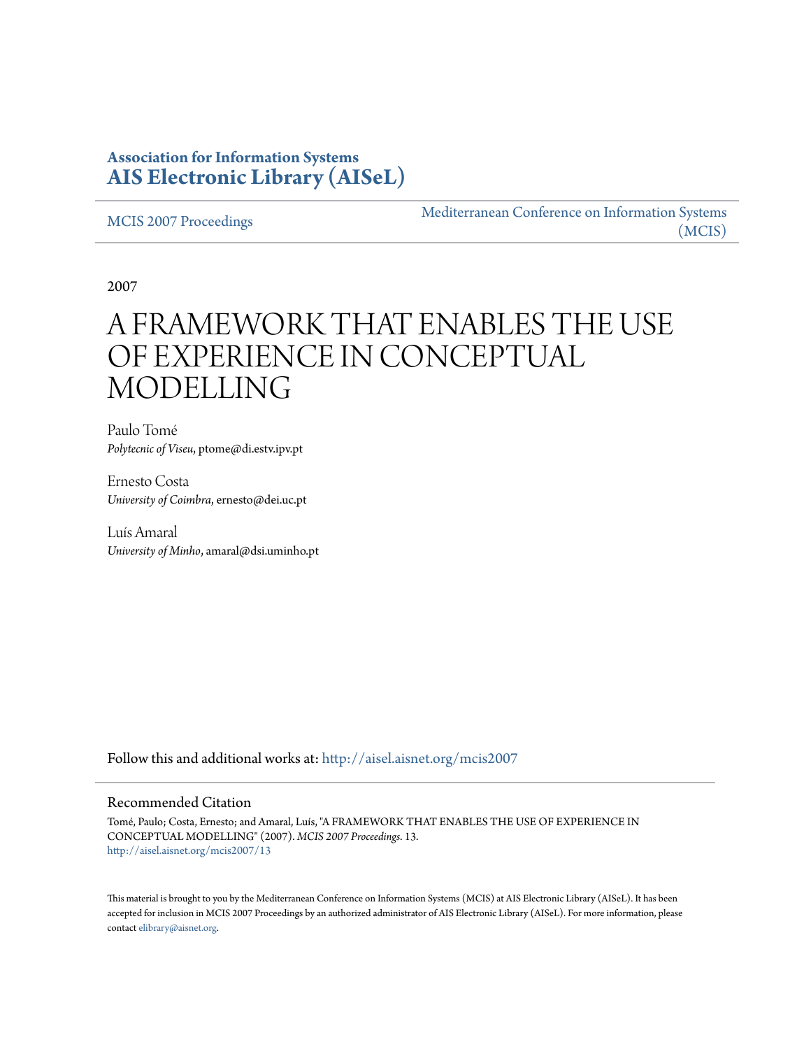**Association for Information Systems**
**[AIS Electronic Library (AISeL)](http://aisel.aisnet.org)**

[MCIS 2007 Proceedings](http://aisel.aisnet.org/mcis2007) | [Mediterranean Conference on Information Systems (MCIS)](http://aisel.aisnet.org/mcis)

2007

# A FRAMEWORK THAT ENABLES THE USE OF EXPERIENCE IN CONCEPTUAL MODELLING

Paulo Tomé
*Polytecnic of Viseu*, ptome@di.estv.ipv.pt

Ernesto Costa
*University of Coimbra*, ernesto@dei.uc.pt

Luís Amaral
*University of Minho*, amaral@dsi.uminho.pt

Follow this and additional works at: [http://aisel.aisnet.org/mcis2007](http://aisel.aisnet.org/mcis2007)

## Recommended Citation

Tomé, Paulo; Costa, Ernesto; and Amaral, Luís, "A FRAMEWORK THAT ENABLES THE USE OF EXPERIENCE IN CONCEPTUAL MODELLING" (2007). *MCIS 2007 Proceedings*. 13.
[http://aisel.aisnet.org/mcis2007/13](http://aisel.aisnet.org/mcis2007/13)

This material is brought to you by the Mediterranean Conference on Information Systems (MCIS) at AIS Electronic Library (AISeL). It has been accepted for inclusion in MCIS 2007 Proceedings by an authorized administrator of AIS Electronic Library (AISeL). For more information, please contact [elibrary@aisnet.org](mailto:elibrary@aisnet.org).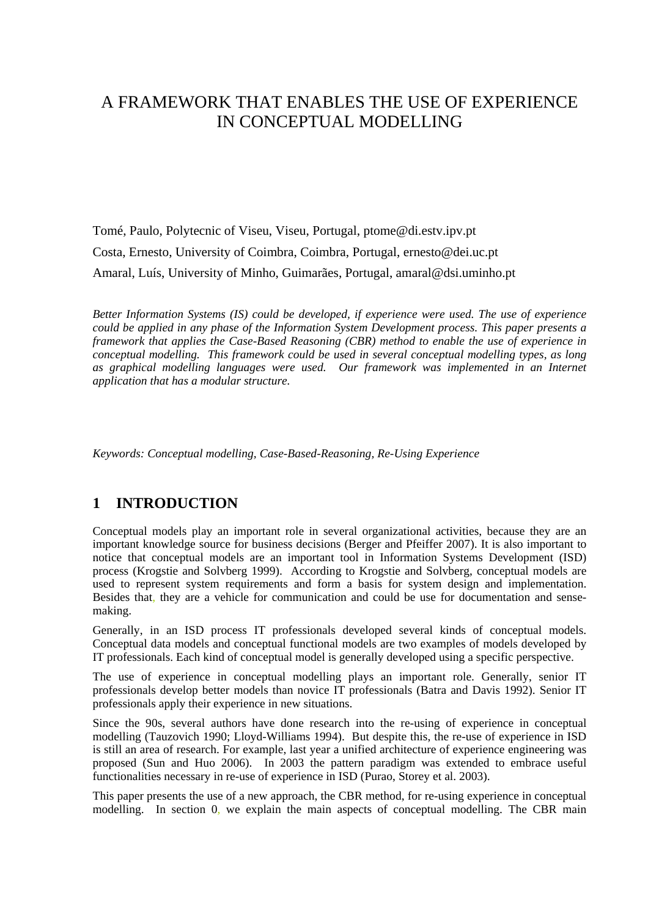# A FRAMEWORK THAT ENABLES THE USE OF EXPERIENCE IN CONCEPTUAL MODELLING

Tomé, Paulo, Polytecnic of Viseu, Viseu, Portugal, ptome@di.estv.ipv.pt

Costa, Ernesto, University of Coimbra, Coimbra, Portugal, ernesto@dei.uc.pt

Amaral, Luís, University of Minho, Guimarães, Portugal, amaral@dsi.uminho.pt

*Better Information Systems (IS) could be developed, if experience were used. The use of experience could be applied in any phase of the Information System Development process. This paper presents a framework that applies the Case-Based Reasoning (CBR) method to enable the use of experience in conceptual modelling. This framework could be used in several conceptual modelling types, as long as graphical modelling languages were used. Our framework was implemented in an Internet application that has a modular structure.*

*Keywords: Conceptual modelling, Case-Based-Reasoning, Re-Using Experience*

## 1 INTRODUCTION

Conceptual models play an important role in several organizational activities, because they are an important knowledge source for business decisions (Berger and Pfeiffer 2007). It is also important to notice that conceptual models are an important tool in Information Systems Development (ISD) process (Krogstie and Solvberg 1999). According to Krogstie and Solvberg, conceptual models are used to represent system requirements and form a basis for system design and implementation. Besides that, they are a vehicle for communication and could be use for documentation and sense-making.

Generally, in an ISD process IT professionals developed several kinds of conceptual models. Conceptual data models and conceptual functional models are two examples of models developed by IT professionals. Each kind of conceptual model is generally developed using a specific perspective.

The use of experience in conceptual modelling plays an important role. Generally, senior IT professionals develop better models than novice IT professionals (Batra and Davis 1992). Senior IT professionals apply their experience in new situations.

Since the 90s, several authors have done research into the re-using of experience in conceptual modelling (Tauzovich 1990; Lloyd-Williams 1994). But despite this, the re-use of experience in ISD is still an area of research. For example, last year a unified architecture of experience engineering was proposed (Sun and Huo 2006). In 2003 the pattern paradigm was extended to embrace useful functionalities necessary in re-use of experience in ISD (Purao, Storey et al. 2003).

This paper presents the use of a new approach, the CBR method, for re-using experience in conceptual modelling. In section 0, we explain the main aspects of conceptual modelling. The CBR main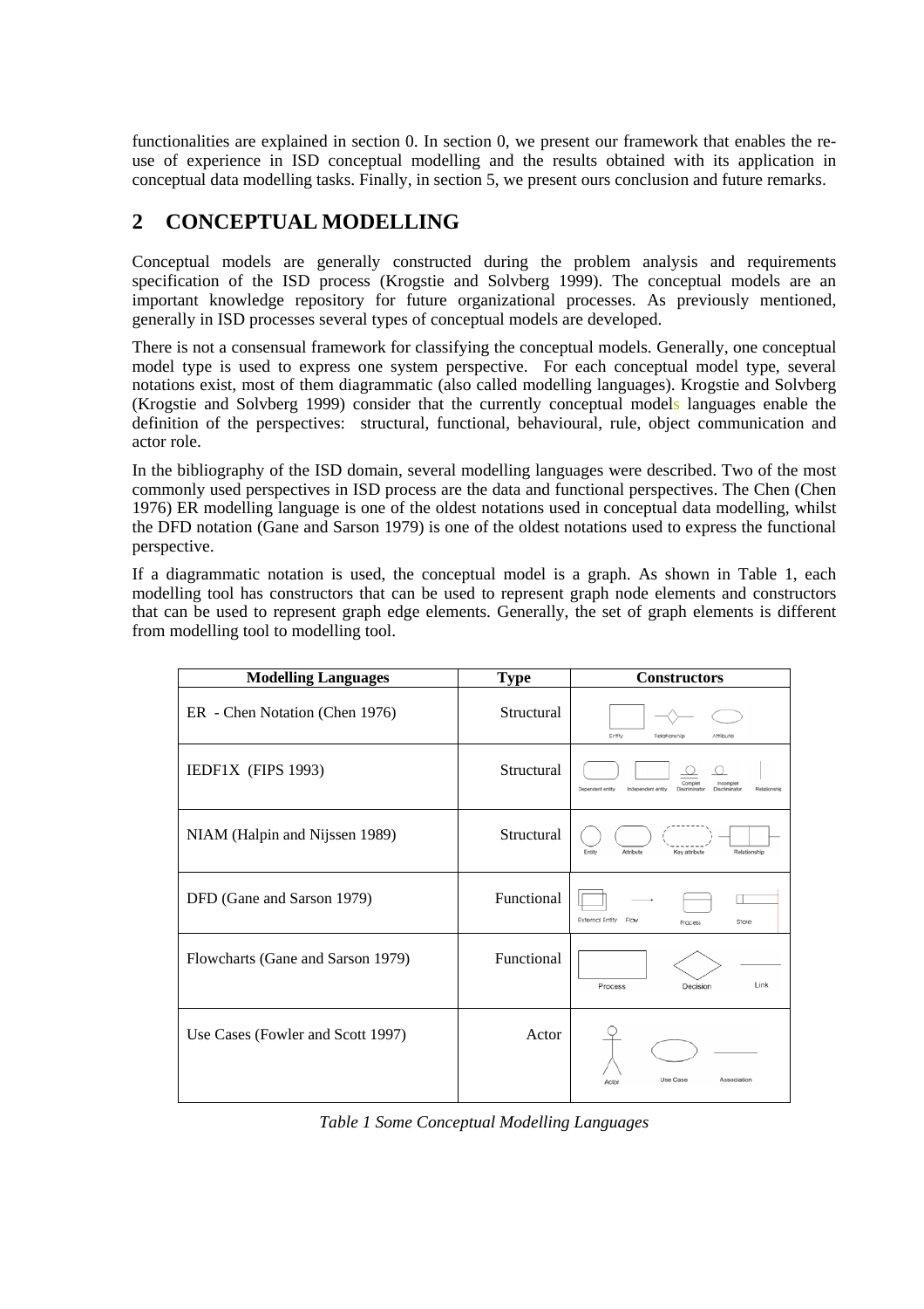functionalities are explained in section 0. In section 0, we present our framework that enables the re-use of experience in ISD conceptual modelling and the results obtained with its application in conceptual data modelling tasks. Finally, in section 5, we present ours conclusion and future remarks.

## 2 CONCEPTUAL MODELLING

Conceptual models are generally constructed during the problem analysis and requirements specification of the ISD process (Krogstie and Solvberg 1999). The conceptual models are an important knowledge repository for future organizational processes. As previously mentioned, generally in ISD processes several types of conceptual models are developed.

There is not a consensual framework for classifying the conceptual models. Generally, one conceptual model type is used to express one system perspective. For each conceptual model type, several notations exist, most of them diagrammatic (also called modelling languages). Krogstie and Solvberg (Krogstie and Solvberg 1999) consider that the currently conceptual models languages enable the definition of the perspectives: structural, functional, behavioural, rule, object communication and actor role.

In the bibliography of the ISD domain, several modelling languages were described. Two of the most commonly used perspectives in ISD process are the data and functional perspectives. The Chen (Chen 1976) ER modelling language is one of the oldest notations used in conceptual data modelling, whilst the DFD notation (Gane and Sarson 1979) is one of the oldest notations used to express the functional perspective.

If a diagrammatic notation is used, the conceptual model is a graph. As shown in Table 1, each modelling tool has constructors that can be used to represent graph node elements and constructors that can be used to represent graph edge elements. Generally, the set of graph elements is different from modelling tool to modelling tool.

| Modelling Languages | Type | Constructors |
|---|---|---|
| ER - Chen Notation (Chen 1976) | Structural | Entity, Relationship, Attribute |
| IEDF1X (FIPS 1993) | Structural | Dependent entity, Independent entity, Complet Discriminator, Incomplet Discriminator, Relationship |
| NIAM (Halpin and Nijssen 1989) | Structural | Entity, Atribute, Key atribute, Relationship |
| DFD (Gane and Sarson 1979) | Functional | External Entity, Flow, Process, Store |
| Flowcharts (Gane and Sarson 1979) | Functional | Process, Decision, Link |
| Use Cases (Fowler and Scott 1997) | Actor | Actor, Use Case, Association |

*Table 1 Some Conceptual Modelling Languages*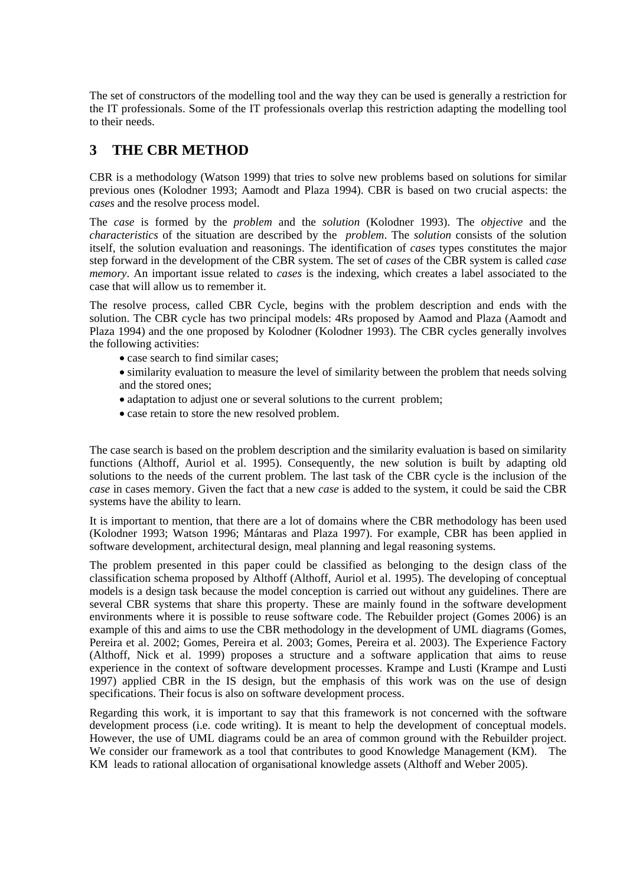The set of constructors of the modelling tool and the way they can be used is generally a restriction for the IT professionals. Some of the IT professionals overlap this restriction adapting the modelling tool to their needs.

## 3 THE CBR METHOD

CBR is a methodology (Watson 1999) that tries to solve new problems based on solutions for similar previous ones (Kolodner 1993; Aamodt and Plaza 1994). CBR is based on two crucial aspects: the *cases* and the resolve process model.

The *case* is formed by the *problem* and the *solution* (Kolodner 1993). The *objective* and the *characteristics* of the situation are described by the *problem*. The *solution* consists of the solution itself, the solution evaluation and reasonings. The identification of *cases* types constitutes the major step forward in the development of the CBR system. The set of *cases* of the CBR system is called *case memory*. An important issue related to *cases* is the indexing, which creates a label associated to the case that will allow us to remember it.

The resolve process, called CBR Cycle, begins with the problem description and ends with the solution. The CBR cycle has two principal models: 4Rs proposed by Aamod and Plaza (Aamodt and Plaza 1994) and the one proposed by Kolodner (Kolodner 1993). The CBR cycles generally involves the following activities:

- case search to find similar cases;
- similarity evaluation to measure the level of similarity between the problem that needs solving and the stored ones;
- adaptation to adjust one or several solutions to the current problem;
- case retain to store the new resolved problem.

The case search is based on the problem description and the similarity evaluation is based on similarity functions (Althoff, Auriol et al. 1995). Consequently, the new solution is built by adapting old solutions to the needs of the current problem. The last task of the CBR cycle is the inclusion of the *case* in cases memory. Given the fact that a new *case* is added to the system, it could be said the CBR systems have the ability to learn.

It is important to mention, that there are a lot of domains where the CBR methodology has been used (Kolodner 1993; Watson 1996; Mántaras and Plaza 1997). For example, CBR has been applied in software development, architectural design, meal planning and legal reasoning systems.

The problem presented in this paper could be classified as belonging to the design class of the classification schema proposed by Althoff (Althoff, Auriol et al. 1995). The developing of conceptual models is a design task because the model conception is carried out without any guidelines. There are several CBR systems that share this property. These are mainly found in the software development environments where it is possible to reuse software code. The Rebuilder project (Gomes 2006) is an example of this and aims to use the CBR methodology in the development of UML diagrams (Gomes, Pereira et al. 2002; Gomes, Pereira et al. 2003; Gomes, Pereira et al. 2003). The Experience Factory (Althoff, Nick et al. 1999) proposes a structure and a software application that aims to reuse experience in the context of software development processes. Krampe and Lusti (Krampe and Lusti 1997) applied CBR in the IS design, but the emphasis of this work was on the use of design specifications. Their focus is also on software development process.

Regarding this work, it is important to say that this framework is not concerned with the software development process (i.e. code writing). It is meant to help the development of conceptual models. However, the use of UML diagrams could be an area of common ground with the Rebuilder project. We consider our framework as a tool that contributes to good Knowledge Management (KM). The KM leads to rational allocation of organisational knowledge assets (Althoff and Weber 2005).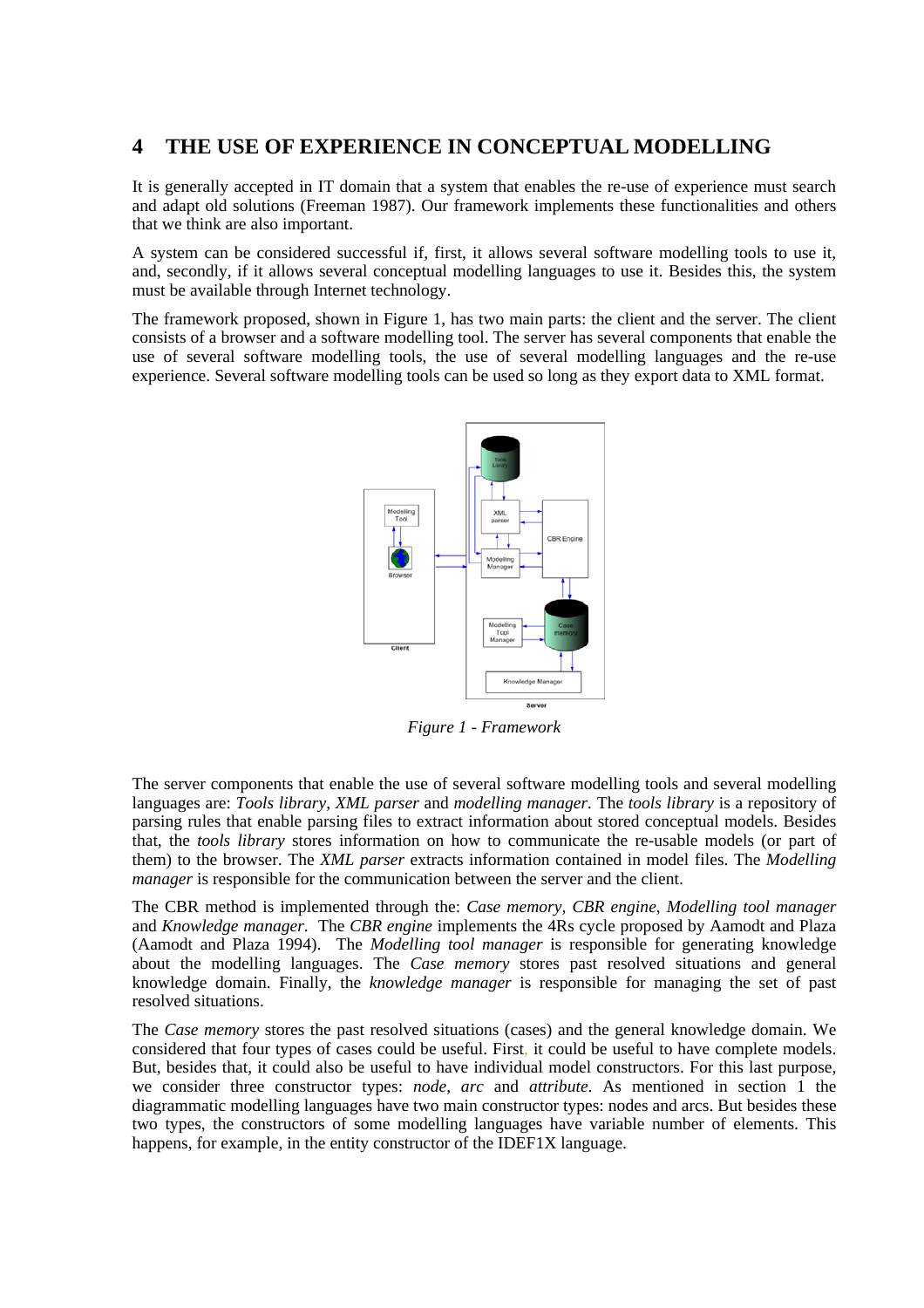## 4 THE USE OF EXPERIENCE IN CONCEPTUAL MODELLING

It is generally accepted in IT domain that a system that enables the re-use of experience must search and adapt old solutions (Freeman 1987). Our framework implements these functionalities and others that we think are also important.

A system can be considered successful if, first, it allows several software modelling tools to use it, and, secondly, if it allows several conceptual modelling languages to use it. Besides this, the system must be available through Internet technology.

The framework proposed, shown in Figure 1, has two main parts: the client and the server. The client consists of a browser and a software modelling tool. The server has several components that enable the use of several software modelling tools, the use of several modelling languages and the re-use experience. Several software modelling tools can be used so long as they export data to XML format.

*Figure 1 - Framework*

The server components that enable the use of several software modelling tools and several modelling languages are: *Tools library*, *XML parser* and *modelling manager*. The *tools library* is a repository of parsing rules that enable parsing files to extract information about stored conceptual models. Besides that, the *tools library* stores information on how to communicate the re-usable models (or part of them) to the browser. The *XML parser* extracts information contained in model files. The *Modelling manager* is responsible for the communication between the server and the client.

The CBR method is implemented through the: *Case memory, CBR engine*, *Modelling tool manager* and *Knowledge manager*. The *CBR engine* implements the 4Rs cycle proposed by Aamodt and Plaza (Aamodt and Plaza 1994). The *Modelling tool manager* is responsible for generating knowledge about the modelling languages. The *Case memory* stores past resolved situations and general knowledge domain. Finally, the *knowledge manager* is responsible for managing the set of past resolved situations.

The *Case memory* stores the past resolved situations (cases) and the general knowledge domain. We considered that four types of cases could be useful. First, it could be useful to have complete models. But, besides that, it could also be useful to have individual model constructors. For this last purpose, we consider three constructor types: *node*, *arc* and *attribute*. As mentioned in section 1 the diagrammatic modelling languages have two main constructor types: nodes and arcs. But besides these two types, the constructors of some modelling languages have variable number of elements. This happens, for example, in the entity constructor of the IDEF1X language.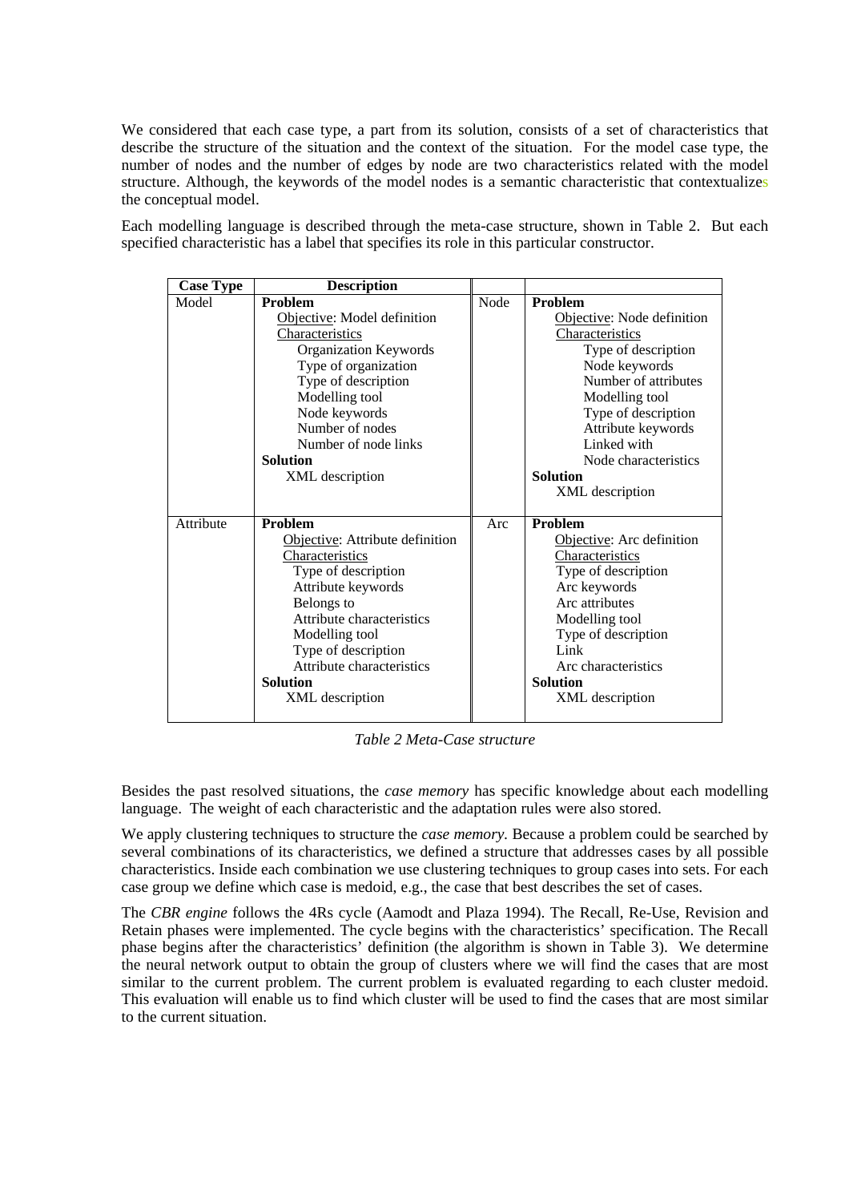We considered that each case type, a part from its solution, consists of a set of characteristics that describe the structure of the situation and the context of the situation. For the model case type, the number of nodes and the number of edges by node are two characteristics related with the model structure. Although, the keywords of the model nodes is a semantic characteristic that contextualizes the conceptual model.

Each modelling language is described through the meta-case structure, shown in Table 2. But each specified characteristic has a label that specifies its role in this particular constructor.

| Case Type | Description | | |
|---|---|---|---|
| Model | **Problem**<br>Objective: Model definition<br>Characteristics<br>Organization Keywords<br>Type of organization<br>Type of description<br>Modelling tool<br>Node keywords<br>Number of nodes<br>Number of node links<br>**Solution**<br>XML description | Node | **Problem**<br>Objective: Node definition<br>Characteristics<br>Type of description<br>Node keywords<br>Number of attributes<br>Modelling tool<br>Type of description<br>Attribute keywords<br>Linked with<br>Node characteristics<br>**Solution**<br>XML description |
| Attribute | **Problem**<br>Objective: Attribute definition<br>Characteristics<br>Type of description<br>Attribute keywords<br>Belongs to<br>Attribute characteristics<br>Modelling tool<br>Type of description<br>Attribute characteristics<br>**Solution**<br>XML description | Arc | **Problem**<br>Objective: Arc definition<br>Characteristics<br>Type of description<br>Arc keywords<br>Arc attributes<br>Modelling tool<br>Type of description<br>Link<br>Arc characteristics<br>**Solution**<br>XML description |

*Table 2 Meta-Case structure*

Besides the past resolved situations, the *case memory* has specific knowledge about each modelling language. The weight of each characteristic and the adaptation rules were also stored.

We apply clustering techniques to structure the *case memory.* Because a problem could be searched by several combinations of its characteristics, we defined a structure that addresses cases by all possible characteristics. Inside each combination we use clustering techniques to group cases into sets. For each case group we define which case is medoid, e.g., the case that best describes the set of cases.

The *CBR engine* follows the 4Rs cycle (Aamodt and Plaza 1994). The Recall, Re-Use, Revision and Retain phases were implemented. The cycle begins with the characteristics' specification. The Recall phase begins after the characteristics' definition (the algorithm is shown in Table 3). We determine the neural network output to obtain the group of clusters where we will find the cases that are most similar to the current problem. The current problem is evaluated regarding to each cluster medoid. This evaluation will enable us to find which cluster will be used to find the cases that are most similar to the current situation.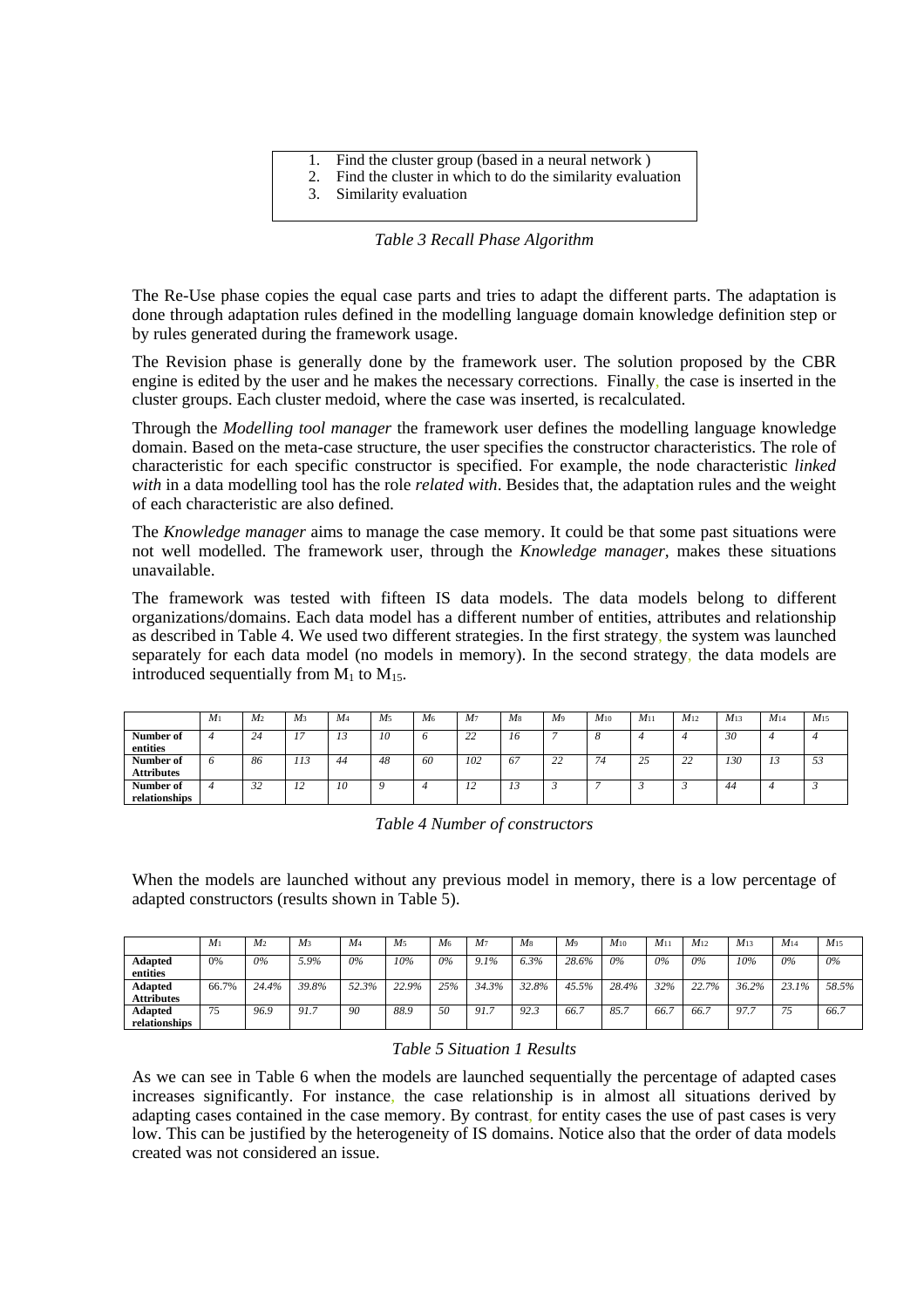1. Find the cluster group (based in a neural network )
2. Find the cluster in which to do the similarity evaluation
3. Similarity evaluation

*Table 3 Recall Phase Algorithm*

The Re-Use phase copies the equal case parts and tries to adapt the different parts. The adaptation is done through adaptation rules defined in the modelling language domain knowledge definition step or by rules generated during the framework usage.

The Revision phase is generally done by the framework user. The solution proposed by the CBR engine is edited by the user and he makes the necessary corrections. Finally, the case is inserted in the cluster groups. Each cluster medoid, where the case was inserted, is recalculated.

Through the *Modelling tool manager* the framework user defines the modelling language knowledge domain. Based on the meta-case structure, the user specifies the constructor characteristics. The role of characteristic for each specific constructor is specified. For example, the node characteristic *linked with* in a data modelling tool has the role *related with*. Besides that, the adaptation rules and the weight of each characteristic are also defined.

The *Knowledge manager* aims to manage the case memory. It could be that some past situations were not well modelled. The framework user, through the *Knowledge manager,* makes these situations unavailable.

The framework was tested with fifteen IS data models. The data models belong to different organizations/domains. Each data model has a different number of entities, attributes and relationship as described in Table 4. We used two different strategies. In the first strategy, the system was launched separately for each data model (no models in memory). In the second strategy, the data models are introduced sequentially from $M_1$ to $M_{15}$.

| | $M_1$ | $M_2$ | $M_3$ | $M_4$ | $M_5$ | $M_6$ | $M_7$ | $M_8$ | $M_9$ | $M_{10}$ | $M_{11}$ | $M_{12}$ | $M_{13}$ | $M_{14}$ | $M_{15}$ |
|---|---|---|---|---|---|---|---|---|---|---|---|---|---|---|---|
| **Number of entities** | 4 | 24 | 17 | 13 | 10 | 6 | 22 | 16 | 7 | 8 | 4 | 4 | 30 | 4 | 4 |
| **Number of Attributes** | 6 | 86 | 113 | 44 | 48 | 60 | 102 | 67 | 22 | 74 | 25 | 22 | 130 | 13 | 53 |
| **Number of relationships** | 4 | 32 | 12 | 10 | 9 | 4 | 12 | 13 | 3 | 7 | 3 | 3 | 44 | 4 | 3 |

*Table 4 Number of constructors*

When the models are launched without any previous model in memory, there is a low percentage of adapted constructors (results shown in Table 5).

| | $M_1$ | $M_2$ | $M_3$ | $M_4$ | $M_5$ | $M_6$ | $M_7$ | $M_8$ | $M_9$ | $M_{10}$ | $M_{11}$ | $M_{12}$ | $M_{13}$ | $M_{14}$ | $M_{15}$ |
|---|---|---|---|---|---|---|---|---|---|---|---|---|---|---|---|
| **Adapted entities** | 0% | 0% | 5.9% | 0% | 10% | 0% | 9.1% | 6.3% | 28.6% | 0% | 0% | 0% | 10% | 0% | 0% |
| **Adapted Attributes** | 66.7% | 24.4% | 39.8% | 52.3% | 22.9% | 25% | 34.3% | 32.8% | 45.5% | 28.4% | 32% | 22.7% | 36.2% | 23.1% | 58.5% |
| **Adapted relationships** | 75 | 96.9 | 91.7 | 90 | 88.9 | 50 | 91.7 | 92.3 | 66.7 | 85.7 | 66.7 | 66.7 | 97.7 | 75 | 66.7 |

*Table 5 Situation 1 Results*

As we can see in Table 6 when the models are launched sequentially the percentage of adapted cases increases significantly. For instance, the case relationship is in almost all situations derived by adapting cases contained in the case memory. By contrast, for entity cases the use of past cases is very low. This can be justified by the heterogeneity of IS domains. Notice also that the order of data models created was not considered an issue.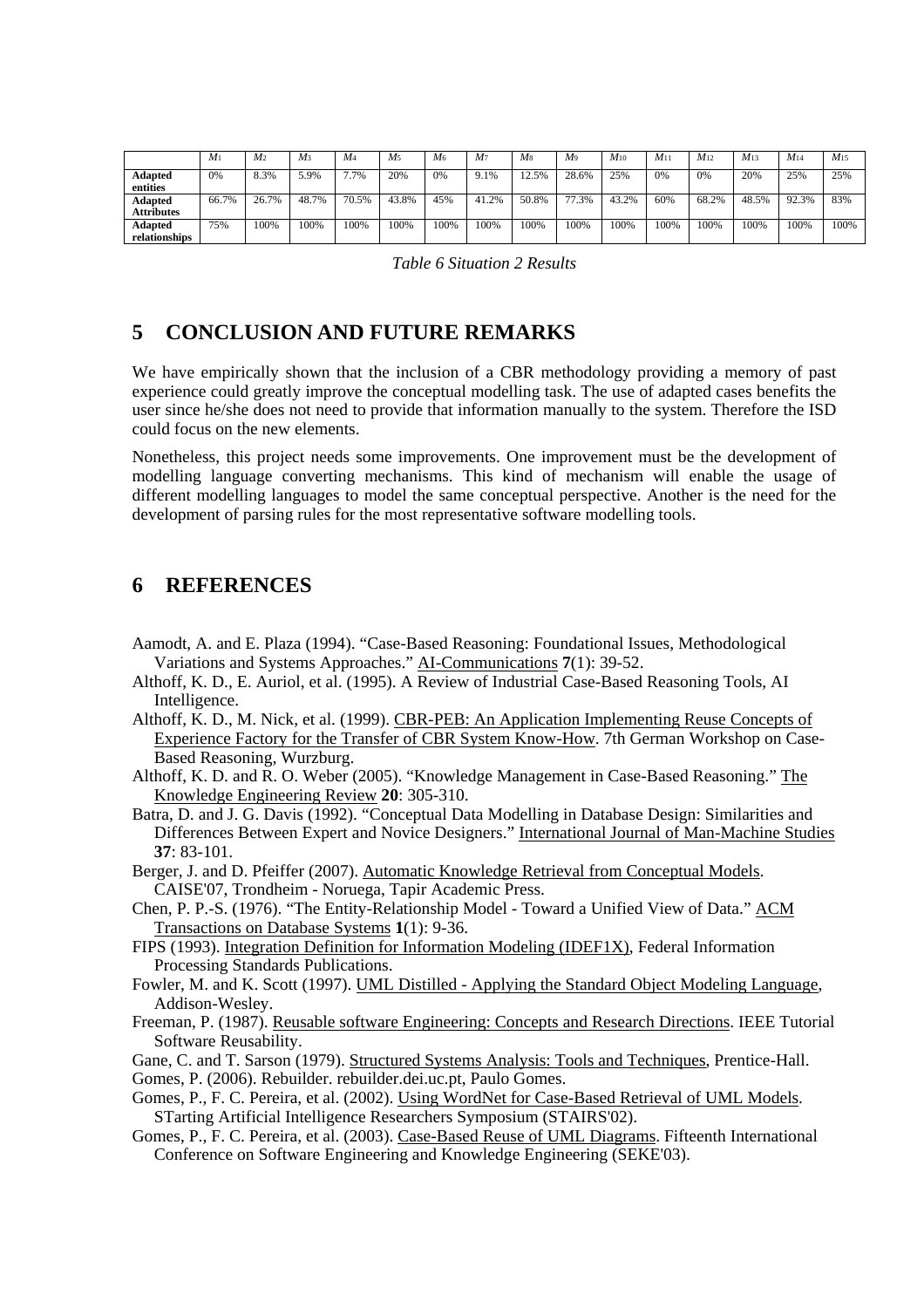| | $M_1$ | $M_2$ | $M_3$ | $M_4$ | $M_5$ | $M_6$ | $M_7$ | $M_8$ | $M_9$ | $M_{10}$ | $M_{11}$ | $M_{12}$ | $M_{13}$ | $M_{14}$ | $M_{15}$ |
|---|---|---|---|---|---|---|---|---|---|---|---|---|---|---|---|
| **Adapted entities** | 0% | 8.3% | 5.9% | 7.7% | 20% | 0% | 9.1% | 12.5% | 28.6% | 25% | 0% | 0% | 20% | 25% | 25% |
| **Adapted Attributes** | 66.7% | 26.7% | 48.7% | 70.5% | 43.8% | 45% | 41.2% | 50.8% | 77.3% | 43.2% | 60% | 68.2% | 48.5% | 92.3% | 83% |
| **Adapted relationships** | 75% | 100% | 100% | 100% | 100% | 100% | 100% | 100% | 100% | 100% | 100% | 100% | 100% | 100% | 100% |

*Table 6 Situation 2 Results*

# 5 CONCLUSION AND FUTURE REMARKS

We have empirically shown that the inclusion of a CBR methodology providing a memory of past experience could greatly improve the conceptual modelling task. The use of adapted cases benefits the user since he/she does not need to provide that information manually to the system. Therefore the ISD could focus on the new elements.

Nonetheless, this project needs some improvements. One improvement must be the development of modelling language converting mechanisms. This kind of mechanism will enable the usage of different modelling languages to model the same conceptual perspective. Another is the need for the development of parsing rules for the most representative software modelling tools.

# 6 REFERENCES

Aamodt, A. and E. Plaza (1994). "Case-Based Reasoning: Foundational Issues, Methodological Variations and Systems Approaches." AI-Communications **7**(1): 39-52.

Althoff, K. D., E. Auriol, et al. (1995). A Review of Industrial Case-Based Reasoning Tools, AI Intelligence.

Althoff, K. D., M. Nick, et al. (1999). CBR-PEB: An Application Implementing Reuse Concepts of Experience Factory for the Transfer of CBR System Know-How. 7th German Workshop on Case-Based Reasoning, Wurzburg.

Althoff, K. D. and R. O. Weber (2005). "Knowledge Management in Case-Based Reasoning." The Knowledge Engineering Review **20**: 305-310.

Batra, D. and J. G. Davis (1992). "Conceptual Data Modelling in Database Design: Similarities and Differences Between Expert and Novice Designers." International Journal of Man-Machine Studies **37**: 83-101.

Berger, J. and D. Pfeiffer (2007). Automatic Knowledge Retrieval from Conceptual Models. CAISE'07, Trondheim - Noruega, Tapir Academic Press.

Chen, P. P.-S. (1976). "The Entity-Relationship Model - Toward a Unified View of Data." ACM Transactions on Database Systems **1**(1): 9-36.

FIPS (1993). Integration Definition for Information Modeling (IDEF1X), Federal Information Processing Standards Publications.

Fowler, M. and K. Scott (1997). UML Distilled - Applying the Standard Object Modeling Language, Addison-Wesley.

Freeman, P. (1987). Reusable software Engineering: Concepts and Research Directions. IEEE Tutorial Software Reusability.

Gane, C. and T. Sarson (1979). Structured Systems Analysis: Tools and Techniques, Prentice-Hall.

Gomes, P. (2006). Rebuilder. rebuilder.dei.uc.pt, Paulo Gomes.

Gomes, P., F. C. Pereira, et al. (2002). Using WordNet for Case-Based Retrieval of UML Models. STarting Artificial Intelligence Researchers Symposium (STAIRS'02).

Gomes, P., F. C. Pereira, et al. (2003). Case-Based Reuse of UML Diagrams. Fifteenth International Conference on Software Engineering and Knowledge Engineering (SEKE'03).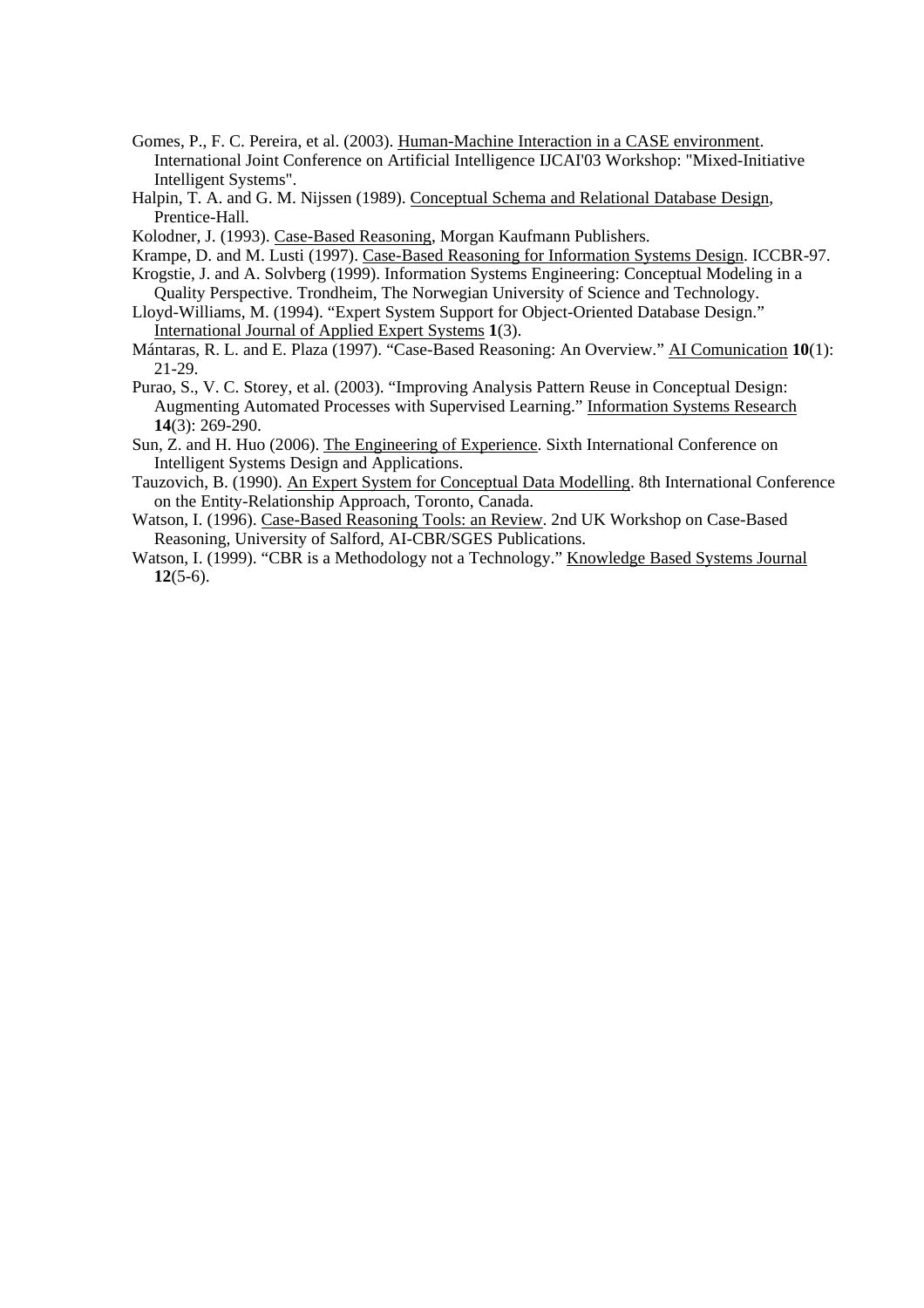Gomes, P., F. C. Pereira, et al. (2003). Human-Machine Interaction in a CASE environment. International Joint Conference on Artificial Intelligence IJCAI'03 Workshop: "Mixed-Initiative Intelligent Systems".

Halpin, T. A. and G. M. Nijssen (1989). Conceptual Schema and Relational Database Design, Prentice-Hall.

Kolodner, J. (1993). Case-Based Reasoning, Morgan Kaufmann Publishers.

Krampe, D. and M. Lusti (1997). Case-Based Reasoning for Information Systems Design. ICCBR-97.

Krogstie, J. and A. Solvberg (1999). Information Systems Engineering: Conceptual Modeling in a Quality Perspective. Trondheim, The Norwegian University of Science and Technology.

Lloyd-Williams, M. (1994). "Expert System Support for Object-Oriented Database Design." International Journal of Applied Expert Systems **1**(3).

Mántaras, R. L. and E. Plaza (1997). "Case-Based Reasoning: An Overview." AI Comunication **10**(1): 21-29.

Purao, S., V. C. Storey, et al. (2003). "Improving Analysis Pattern Reuse in Conceptual Design: Augmenting Automated Processes with Supervised Learning." Information Systems Research **14**(3): 269-290.

Sun, Z. and H. Huo (2006). The Engineering of Experience. Sixth International Conference on Intelligent Systems Design and Applications.

Tauzovich, B. (1990). An Expert System for Conceptual Data Modelling. 8th International Conference on the Entity-Relationship Approach, Toronto, Canada.

Watson, I. (1996). Case-Based Reasoning Tools: an Review. 2nd UK Workshop on Case-Based Reasoning, University of Salford, AI-CBR/SGES Publications.

Watson, I. (1999). "CBR is a Methodology not a Technology." Knowledge Based Systems Journal **12**(5-6).